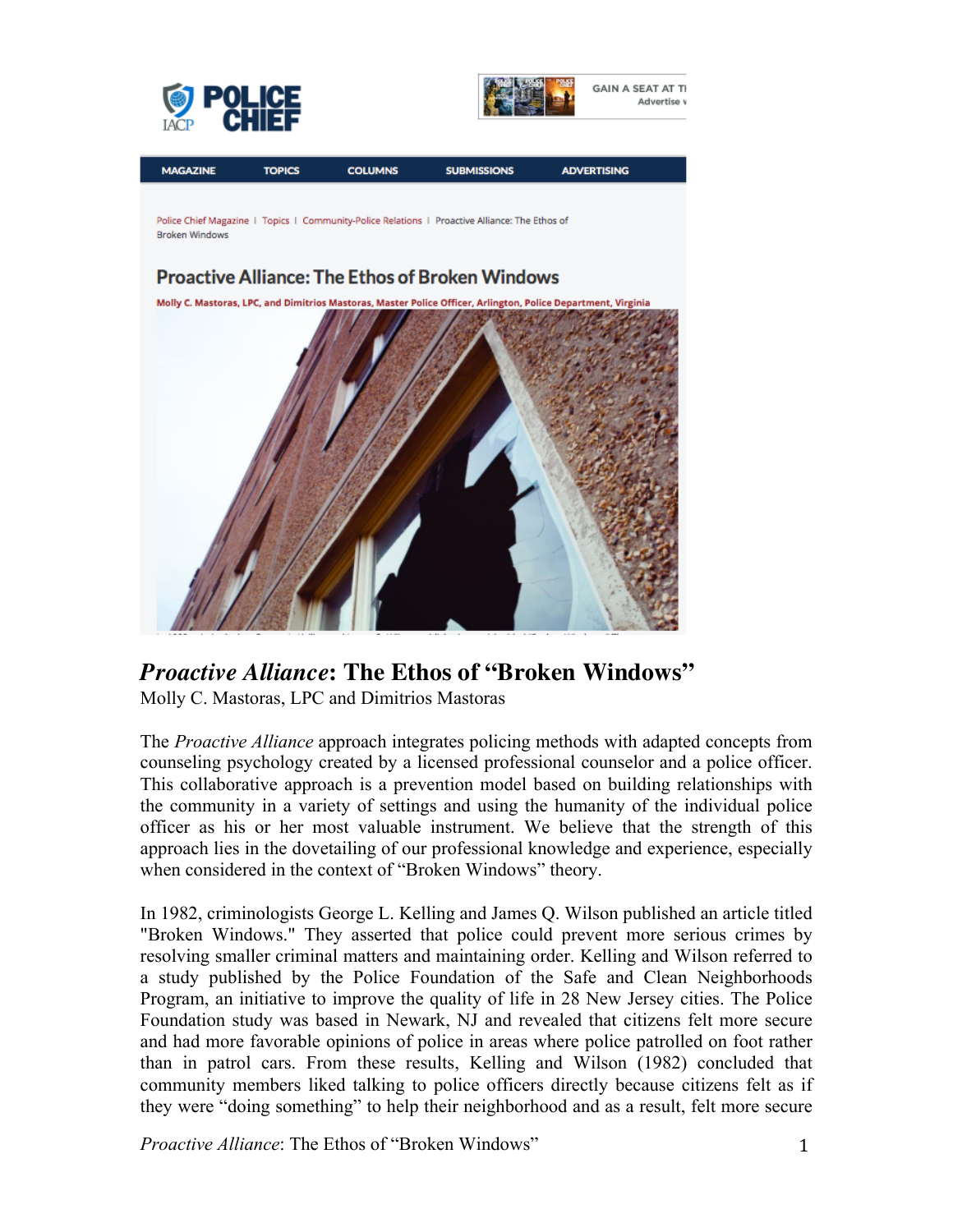# *Proactive Alliance*: The Ethos of "Broken Windows"

Molly C. Mastoras, LPC and Dimitrios Mastoras

The *Proactive Alliance* approach integrates policing methods with adapted concepts from counseling psychology created by a licensed professional counselor and a police officer. This collaborative approach is a prevention model based on building relationships with the community in a variety of settings and using the humanity of the individual police officer as his or her most valuable instrument. We believe that the strength of this approach lies in the dovetailing of our professional knowledge and experience, especially when considered in the context of "Broken Windows" theory.

In 1982, criminologists George L. Kelling and James Q. Wilson published an article titled "Broken Windows." They asserted that police could prevent more serious crimes by resolving smaller criminal matters and maintaining order. Kelling and Wilson referred to a study published by the Police Foundation of the Safe and Clean Neighborhoods Program, an initiative to improve the quality of life in 28 New Jersey cities. The Police Foundation study was based in Newark, NJ and revealed that citizens felt more secure and had more favorable opinions of police in areas where police patrolled on foot rather than in patrol cars. From these results, Kelling and Wilson (1982) concluded that community members liked talking to police officers directly because citizens felt as if they were "doing something" to help their neighborhood and as a result, felt more secure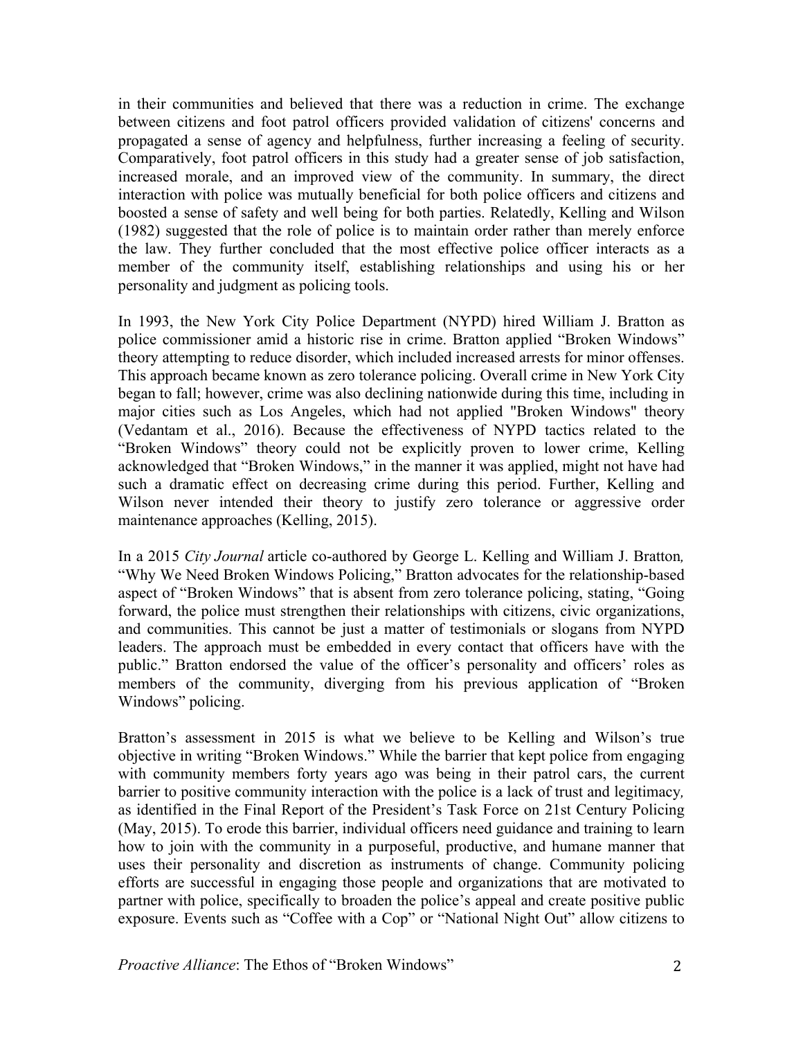in their communities and believed that there was a reduction in crime. The exchange between citizens and foot patrol officers provided validation of citizens' concerns and propagated a sense of agency and helpfulness, further increasing a feeling of security. Comparatively, foot patrol officers in this study had a greater sense of job satisfaction, increased morale, and an improved view of the community. In summary, the direct interaction with police was mutually beneficial for both police officers and citizens and boosted a sense of safety and well being for both parties. Relatedly, Kelling and Wilson (1982) suggested that the role of police is to maintain order rather than merely enforce the law. They further concluded that the most effective police officer interacts as a member of the community itself, establishing relationships and using his or her personality and judgment as policing tools.

In 1993, the New York City Police Department (NYPD) hired William J. Bratton as police commissioner amid a historic rise in crime. Bratton applied "Broken Windows" theory attempting to reduce disorder, which included increased arrests for minor offenses. This approach became known as zero tolerance policing. Overall crime in New York City began to fall; however, crime was also declining nationwide during this time, including in major cities such as Los Angeles, which had not applied "Broken Windows" theory (Vedantam et al., 2016). Because the effectiveness of NYPD tactics related to the "Broken Windows" theory could not be explicitly proven to lower crime, Kelling acknowledged that "Broken Windows," in the manner it was applied, might not have had such a dramatic effect on decreasing crime during this period. Further, Kelling and Wilson never intended their theory to justify zero tolerance or aggressive order maintenance approaches (Kelling, 2015).

In a 2015 *City Journal* article co-authored by George L. Kelling and William J. Bratton, "Why We Need Broken Windows Policing," Bratton advocates for the relationship-based aspect of "Broken Windows" that is absent from zero tolerance policing, stating, "Going forward, the police must strengthen their relationships with citizens, civic organizations, and communities. This cannot be just a matter of testimonials or slogans from NYPD leaders. The approach must be embedded in every contact that officers have with the public." Bratton endorsed the value of the officer's personality and officers' roles as members of the community, diverging from his previous application of "Broken Windows" policing.

Bratton's assessment in 2015 is what we believe to be Kelling and Wilson's true objective in writing "Broken Windows." While the barrier that kept police from engaging with community members forty years ago was being in their patrol cars, the current barrier to positive community interaction with the police is a lack of trust and legitimacy, as identified in the Final Report of the President's Task Force on 21st Century Policing (May, 2015). To erode this barrier, individual officers need guidance and training to learn how to join with the community in a purposeful, productive, and humane manner that uses their personality and discretion as instruments of change. Community policing efforts are successful in engaging those people and organizations that are motivated to partner with police, specifically to broaden the police's appeal and create positive public exposure. Events such as "Coffee with a Cop" or "National Night Out" allow citizens to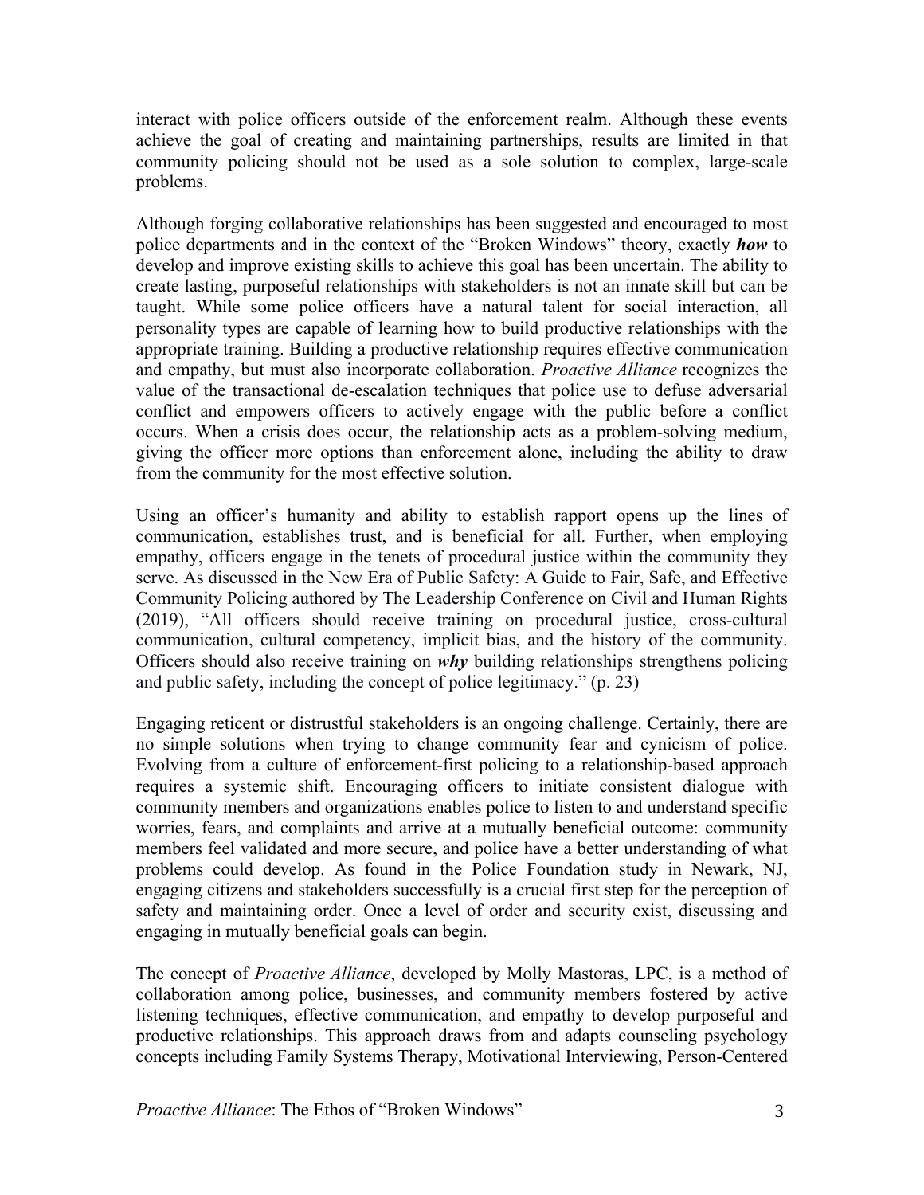interact with police officers outside of the enforcement realm. Although these events achieve the goal of creating and maintaining partnerships, results are limited in that community policing should not be used as a sole solution to complex, large-scale problems.

Although forging collaborative relationships has been suggested and encouraged to most police departments and in the context of the "Broken Windows" theory, exactly ***how*** to develop and improve existing skills to achieve this goal has been uncertain. The ability to create lasting, purposeful relationships with stakeholders is not an innate skill but can be taught. While some police officers have a natural talent for social interaction, all personality types are capable of learning how to build productive relationships with the appropriate training. Building a productive relationship requires effective communication and empathy, but must also incorporate collaboration. *Proactive Alliance* recognizes the value of the transactional de-escalation techniques that police use to defuse adversarial conflict and empowers officers to actively engage with the public before a conflict occurs. When a crisis does occur, the relationship acts as a problem-solving medium, giving the officer more options than enforcement alone, including the ability to draw from the community for the most effective solution.

Using an officer's humanity and ability to establish rapport opens up the lines of communication, establishes trust, and is beneficial for all. Further, when employing empathy, officers engage in the tenets of procedural justice within the community they serve. As discussed in the New Era of Public Safety: A Guide to Fair, Safe, and Effective Community Policing authored by The Leadership Conference on Civil and Human Rights (2019), "All officers should receive training on procedural justice, cross-cultural communication, cultural competency, implicit bias, and the history of the community. Officers should also receive training on ***why*** building relationships strengthens policing and public safety, including the concept of police legitimacy." (p. 23)

Engaging reticent or distrustful stakeholders is an ongoing challenge. Certainly, there are no simple solutions when trying to change community fear and cynicism of police. Evolving from a culture of enforcement-first policing to a relationship-based approach requires a systemic shift. Encouraging officers to initiate consistent dialogue with community members and organizations enables police to listen to and understand specific worries, fears, and complaints and arrive at a mutually beneficial outcome: community members feel validated and more secure, and police have a better understanding of what problems could develop. As found in the Police Foundation study in Newark, NJ, engaging citizens and stakeholders successfully is a crucial first step for the perception of safety and maintaining order. Once a level of order and security exist, discussing and engaging in mutually beneficial goals can begin.

The concept of *Proactive Alliance*, developed by Molly Mastoras, LPC, is a method of collaboration among police, businesses, and community members fostered by active listening techniques, effective communication, and empathy to develop purposeful and productive relationships. This approach draws from and adapts counseling psychology concepts including Family Systems Therapy, Motivational Interviewing, Person-Centered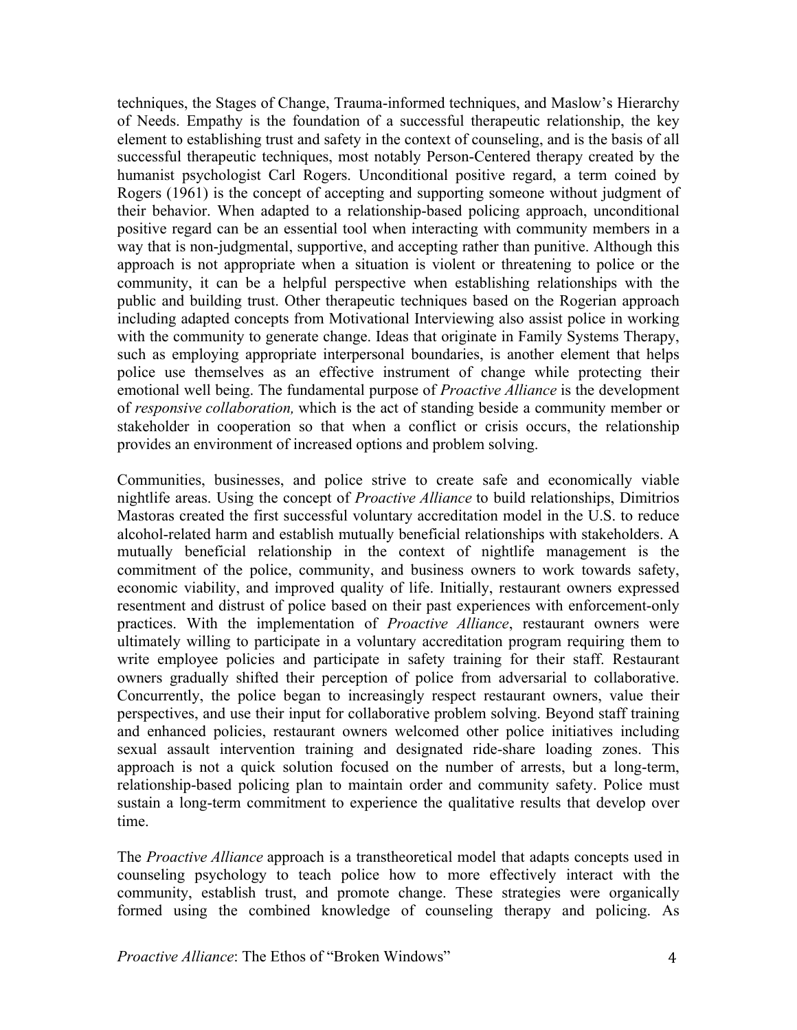techniques, the Stages of Change, Trauma-informed techniques, and Maslow's Hierarchy of Needs. Empathy is the foundation of a successful therapeutic relationship, the key element to establishing trust and safety in the context of counseling, and is the basis of all successful therapeutic techniques, most notably Person-Centered therapy created by the humanist psychologist Carl Rogers. Unconditional positive regard, a term coined by Rogers (1961) is the concept of accepting and supporting someone without judgment of their behavior. When adapted to a relationship-based policing approach, unconditional positive regard can be an essential tool when interacting with community members in a way that is non-judgmental, supportive, and accepting rather than punitive. Although this approach is not appropriate when a situation is violent or threatening to police or the community, it can be a helpful perspective when establishing relationships with the public and building trust. Other therapeutic techniques based on the Rogerian approach including adapted concepts from Motivational Interviewing also assist police in working with the community to generate change. Ideas that originate in Family Systems Therapy, such as employing appropriate interpersonal boundaries, is another element that helps police use themselves as an effective instrument of change while protecting their emotional well being. The fundamental purpose of *Proactive Alliance* is the development of *responsive collaboration,* which is the act of standing beside a community member or stakeholder in cooperation so that when a conflict or crisis occurs, the relationship provides an environment of increased options and problem solving.

Communities, businesses, and police strive to create safe and economically viable nightlife areas. Using the concept of *Proactive Alliance* to build relationships, Dimitrios Mastoras created the first successful voluntary accreditation model in the U.S. to reduce alcohol-related harm and establish mutually beneficial relationships with stakeholders. A mutually beneficial relationship in the context of nightlife management is the commitment of the police, community, and business owners to work towards safety, economic viability, and improved quality of life. Initially, restaurant owners expressed resentment and distrust of police based on their past experiences with enforcement-only practices. With the implementation of *Proactive Alliance*, restaurant owners were ultimately willing to participate in a voluntary accreditation program requiring them to write employee policies and participate in safety training for their staff. Restaurant owners gradually shifted their perception of police from adversarial to collaborative. Concurrently, the police began to increasingly respect restaurant owners, value their perspectives, and use their input for collaborative problem solving. Beyond staff training and enhanced policies, restaurant owners welcomed other police initiatives including sexual assault intervention training and designated ride-share loading zones. This approach is not a quick solution focused on the number of arrests, but a long-term, relationship-based policing plan to maintain order and community safety. Police must sustain a long-term commitment to experience the qualitative results that develop over time.

The *Proactive Alliance* approach is a transtheoretical model that adapts concepts used in counseling psychology to teach police how to more effectively interact with the community, establish trust, and promote change. These strategies were organically formed using the combined knowledge of counseling therapy and policing. As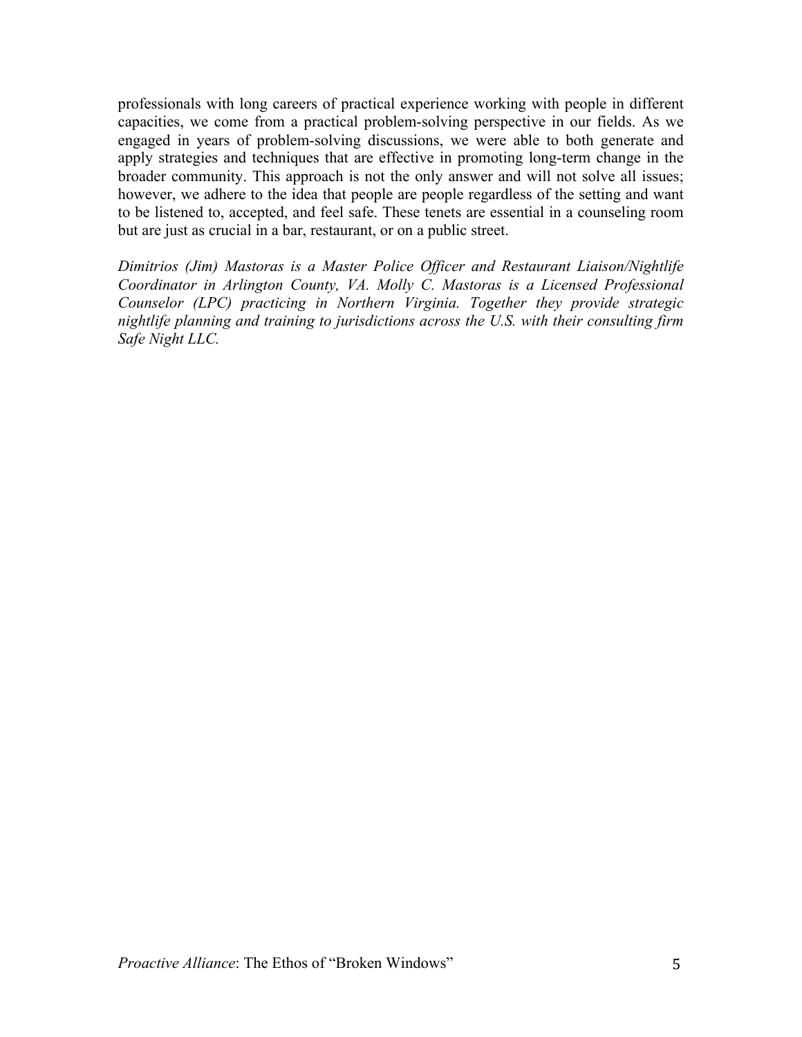professionals with long careers of practical experience working with people in different capacities, we come from a practical problem-solving perspective in our fields. As we engaged in years of problem-solving discussions, we were able to both generate and apply strategies and techniques that are effective in promoting long-term change in the broader community. This approach is not the only answer and will not solve all issues; however, we adhere to the idea that people are people regardless of the setting and want to be listened to, accepted, and feel safe. These tenets are essential in a counseling room but are just as crucial in a bar, restaurant, or on a public street.

*Dimitrios (Jim) Mastoras is a Master Police Officer and Restaurant Liaison/Nightlife Coordinator in Arlington County, VA. Molly C. Mastoras is a Licensed Professional Counselor (LPC) practicing in Northern Virginia. Together they provide strategic nightlife planning and training to jurisdictions across the U.S. with their consulting firm Safe Night LLC.*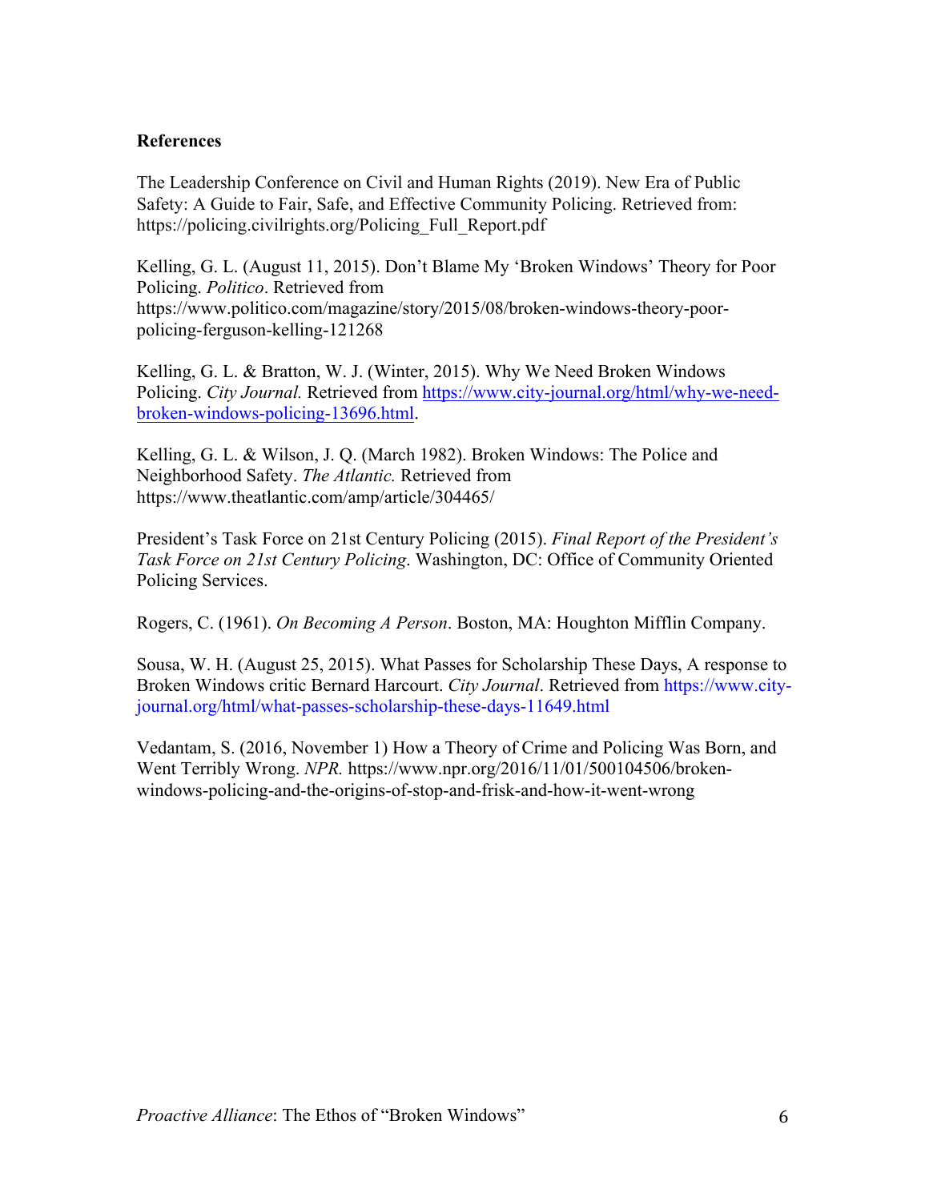**References**

The Leadership Conference on Civil and Human Rights (2019). New Era of Public Safety: A Guide to Fair, Safe, and Effective Community Policing. Retrieved from: https://policing.civilrights.org/Policing_Full_Report.pdf

Kelling, G. L. (August 11, 2015). Don't Blame My 'Broken Windows' Theory for Poor Policing. *Politico*. Retrieved from https://www.politico.com/magazine/story/2015/08/broken-windows-theory-poor-policing-ferguson-kelling-121268

Kelling, G. L. & Bratton, W. J. (Winter, 2015). Why We Need Broken Windows Policing. *City Journal.* Retrieved from https://www.city-journal.org/html/why-we-need-broken-windows-policing-13696.html.

Kelling, G. L. & Wilson, J. Q. (March 1982). Broken Windows: The Police and Neighborhood Safety. *The Atlantic.* Retrieved from https://www.theatlantic.com/amp/article/304465/

President's Task Force on 21st Century Policing (2015). *Final Report of the President's Task Force on 21st Century Policing*. Washington, DC: Office of Community Oriented Policing Services.

Rogers, C. (1961). *On Becoming A Person*. Boston, MA: Houghton Mifflin Company.

Sousa, W. H. (August 25, 2015). What Passes for Scholarship These Days, A response to Broken Windows critic Bernard Harcourt. *City Journal*. Retrieved from https://www.city-journal.org/html/what-passes-scholarship-these-days-11649.html

Vedantam, S. (2016, November 1) How a Theory of Crime and Policing Was Born, and Went Terribly Wrong. *NPR.* https://www.npr.org/2016/11/01/500104506/broken-windows-policing-and-the-origins-of-stop-and-frisk-and-how-it-went-wrong